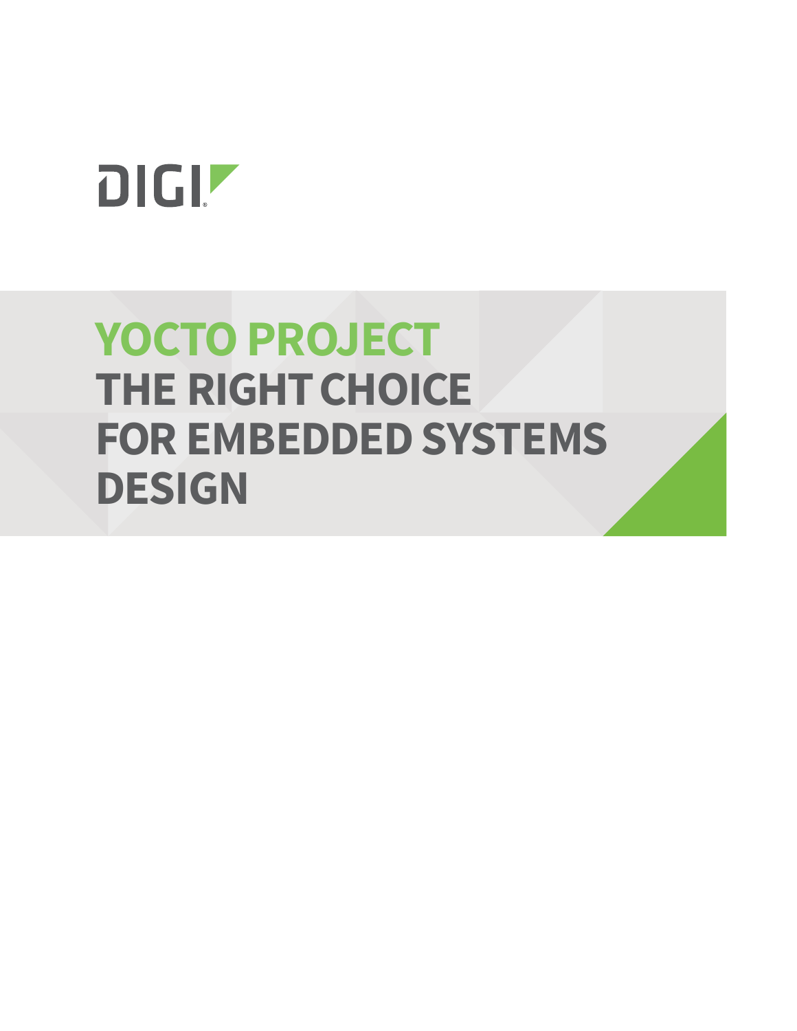DIGI

# YOCTO PROJECT THE RIGHT CHOICE FOR EMBEDDED SYSTEMS DESIGN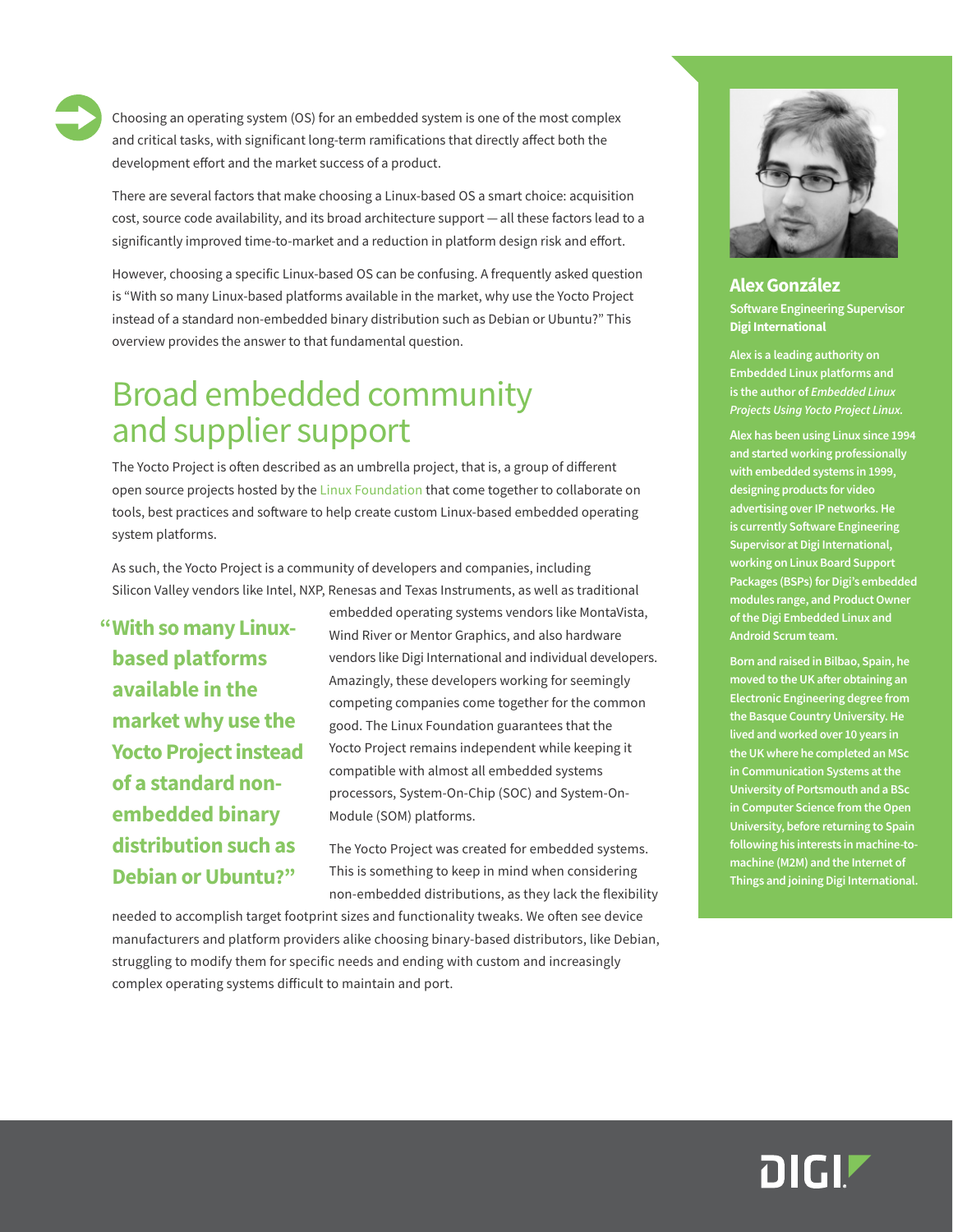Choosing an operating system (OS) for an embedded system is one of the most complex and critical tasks, with significant long-term ramifications that directly affect both the development effort and the market success of a product.

There are several factors that make choosing a Linux-based OS a smart choice: acquisition cost, source code availability, and its broad architecture support — all these factors lead to a significantly improved time-to-market and a reduction in platform design risk and effort.

However, choosing a specific Linux-based OS can be confusing. A frequently asked question is "With so many Linux-based platforms available in the market, why use the Yocto Project instead of a standard non-embedded binary distribution such as Debian or Ubuntu?" This overview provides the answer to that fundamental question.

## Broad embedded community and supplier support

The Yocto Project is often described as an umbrella project, that is, a group of different open source projects hosted by the Linux Foundation that come together to collaborate on tools, best practices and software to help create custom Linux-based embedded operating system platforms.

As such, the Yocto Project is a community of developers and companies, including Silicon Valley vendors like Intel, NXP, Renesas and Texas Instruments, as well as traditional embedded operating systems vendors like MontaVista, Wind River or Mentor Graphics, and also hardware vendors like Digi International and individual developers. Amazingly, these developers working for seemingly competing companies come together for the common good. The Linux Foundation guarantees that the Yocto Project remains independent while keeping it compatible with almost all embedded systems processors, System-On-Chip (SOC) and System-On-Module (SOM) platforms.

> **"With so many Linux-based platforms available in the market why use the Yocto Project instead of a standard non-embedded binary distribution such as Debian or Ubuntu?"**

The Yocto Project was created for embedded systems. This is something to keep in mind when considering non-embedded distributions, as they lack the flexibility needed to accomplish target footprint sizes and functionality tweaks. We often see device manufacturers and platform providers alike choosing binary-based distributors, like Debian, struggling to modify them for specific needs and ending with custom and increasingly complex operating systems difficult to maintain and port.

**Alex González**
**Software Engineering Supervisor**
**Digi International**

**Alex is a leading authority on Embedded Linux platforms and is the author of *Embedded Linux Projects Using Yocto Project Linux.***

**Alex has been using Linux since 1994 and started working professionally with embedded systems in 1999, designing products for video advertising over IP networks. He is currently Software Engineering Supervisor at Digi International, working on Linux Board Support Packages (BSPs) for Digi's embedded modules range, and Product Owner of the Digi Embedded Linux and Android Scrum team.**

**Born and raised in Bilbao, Spain, he moved to the UK after obtaining an Electronic Engineering degree from the Basque Country University. He lived and worked over 10 years in the UK where he completed an MSc in Communication Systems at the University of Portsmouth and a BSc in Computer Science from the Open University, before returning to Spain following his interests in machine-to-machine (M2M) and the Internet of Things and joining Digi International.**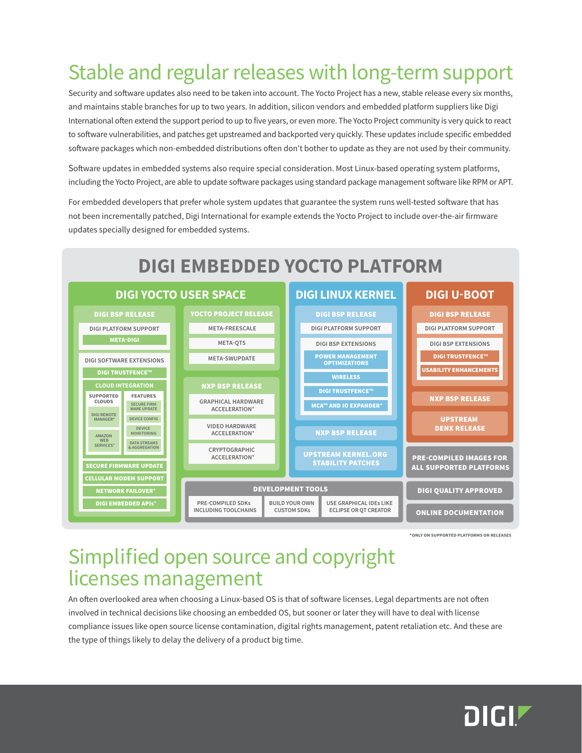# Stable and regular releases with long-term support

Security and software updates also need to be taken into account. The Yocto Project has a new, stable release every six months, and maintains stable branches for up to two years. In addition, silicon vendors and embedded platform suppliers like Digi International often extend the support period to up to five years, or even more. The Yocto Project community is very quick to react to software vulnerabilities, and patches get upstreamed and backported very quickly. These updates include specific embedded software packages which non-embedded distributions often don't bother to update as they are not used by their community.

Software updates in embedded systems also require special consideration. Most Linux-based operating system platforms, including the Yocto Project, are able to update software packages using standard package management software like RPM or APT.

For embedded developers that prefer whole system updates that guarantee the system runs well-tested software that has not been incrementally patched, Digi International for example extends the Yocto Project to include over-the-air firmware updates specially designed for embedded systems.

## DIGI EMBEDDED YOCTO PLATFORM

### DIGI YOCTO USER SPACE

**DIGI BSP RELEASE**

- DIGI PLATFORM SUPPORT
  - META-DIGI
- DIGI SOFTWARE EXTENSIONS
  - DIGI TRUSTFENCE™
  - CLOUD INTEGRATION
    - SUPPORTED CLOUDS: DIGI REMOTE MANAGER®, AMAZON WEB SERVICES*
    - FEATURES: SECURE FIRMWARE UPDATE, DEVICE CONFIG, DEVICE MONITORING, DATA STREAMS & AGGREGATION
  - SECURE FIRMWARE UPDATE
  - CELLULAR MODEM SUPPORT
  - NETWORK FAILOVER*
  - DIGI EMBEDDED APIs*

**YOCTO PROJECT RELEASE**

- META-FREESCALE
- META-QT5
- META-SWUPDATE

**NXP BSP RELEASE**

- GRAPHICAL HARDWARE ACCELERATION*
- VIDEO HARDWARE ACCELERATION*
- CRYPTOGRAPHIC ACCELERATION*

### DIGI LINUX KERNEL

**DIGI BSP RELEASE**

- DIGI PLATFORM SUPPORT
- DIGI BSP EXTENSIONS
  - POWER MANAGEMENT OPTIMIZATIONS
  - WIRELESS
  - DIGI TRUSTFENCE™
  - MCA™ AND IO EXPANDER*

**NXP BSP RELEASE**

**UPSTREAM KERNEL.ORG STABILITY PATCHES**

### DIGI U-BOOT

**DIGI BSP RELEASE**

- DIGI PLATFORM SUPPORT
- DIGI BSP EXTENSIONS
  - DIGI TRUSTFENCE™
  - USABILITY ENHANCEMENTS

**NXP BSP RELEASE**

**UPSTREAM DENX RELEASE**

### DEVELOPMENT TOOLS

- PRE-COMPILED SDKs INCLUDING TOOLCHAINS
- BUILD YOUR OWN CUSTOM SDKs
- USE GRAPHICAL IDEs LIKE ECLIPSE OR QT CREATOR

**PRE-COMPILED IMAGES FOR ALL SUPPORTED PLATFORMS**

**DIGI QUALITY APPROVED**

**ONLINE DOCUMENTATION**

*ONLY ON SUPPORTED PLATFORMS OR RELEASES

# Simplified open source and copyright licenses management

An often overlooked area when choosing a Linux-based OS is that of software licenses. Legal departments are not often involved in technical decisions like choosing an embedded OS, but sooner or later they will have to deal with license compliance issues like open source license contamination, digital rights management, patent retaliation etc. And these are the type of things likely to delay the delivery of a product big time.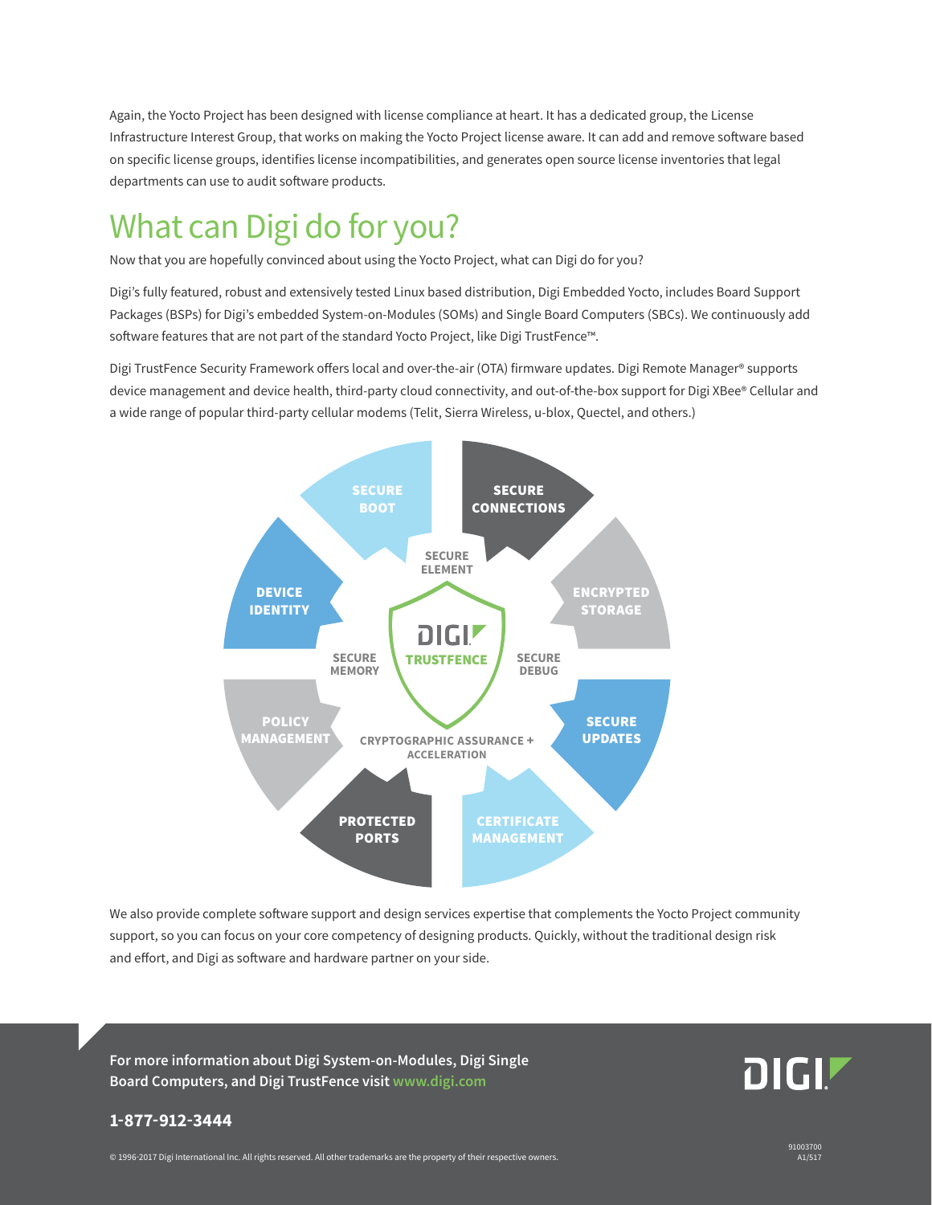Again, the Yocto Project has been designed with license compliance at heart. It has a dedicated group, the License Infrastructure Interest Group, that works on making the Yocto Project license aware. It can add and remove software based on specific license groups, identifies license incompatibilities, and generates open source license inventories that legal departments can use to audit software products.

# What can Digi do for you?

Now that you are hopefully convinced about using the Yocto Project, what can Digi do for you?

Digi's fully featured, robust and extensively tested Linux based distribution, Digi Embedded Yocto, includes Board Support Packages (BSPs) for Digi's embedded System-on-Modules (SOMs) and Single Board Computers (SBCs). We continuously add software features that are not part of the standard Yocto Project, like Digi TrustFence™.

Digi TrustFence Security Framework offers local and over-the-air (OTA) firmware updates. Digi Remote Manager® supports device management and device health, third-party cloud connectivity, and out-of-the-box support for Digi XBee® Cellular and a wide range of popular third-party cellular modems (Telit, Sierra Wireless, u-blox, Quectel, and others.)

SECURE BOOT
SECURE CONNECTIONS
SECURE ELEMENT
DEVICE IDENTITY
ENCRYPTED STORAGE
DIGI TRUSTFENCE
SECURE MEMORY
SECURE DEBUG
POLICY MANAGEMENT
SECURE UPDATES
CRYPTOGRAPHIC ASSURANCE + ACCELERATION
PROTECTED PORTS
CERTIFICATE MANAGEMENT

We also provide complete software support and design services expertise that complements the Yocto Project community support, so you can focus on your core competency of designing products. Quickly, without the traditional design risk and effort, and Digi as software and hardware partner on your side.

**For more information about Digi System-on-Modules, Digi Single Board Computers, and Digi TrustFence visit www.digi.com**

**1-877-912-3444**

© 1996-2017 Digi International Inc. All rights reserved. All other trademarks are the property of their respective owners.

91003700
A1/517